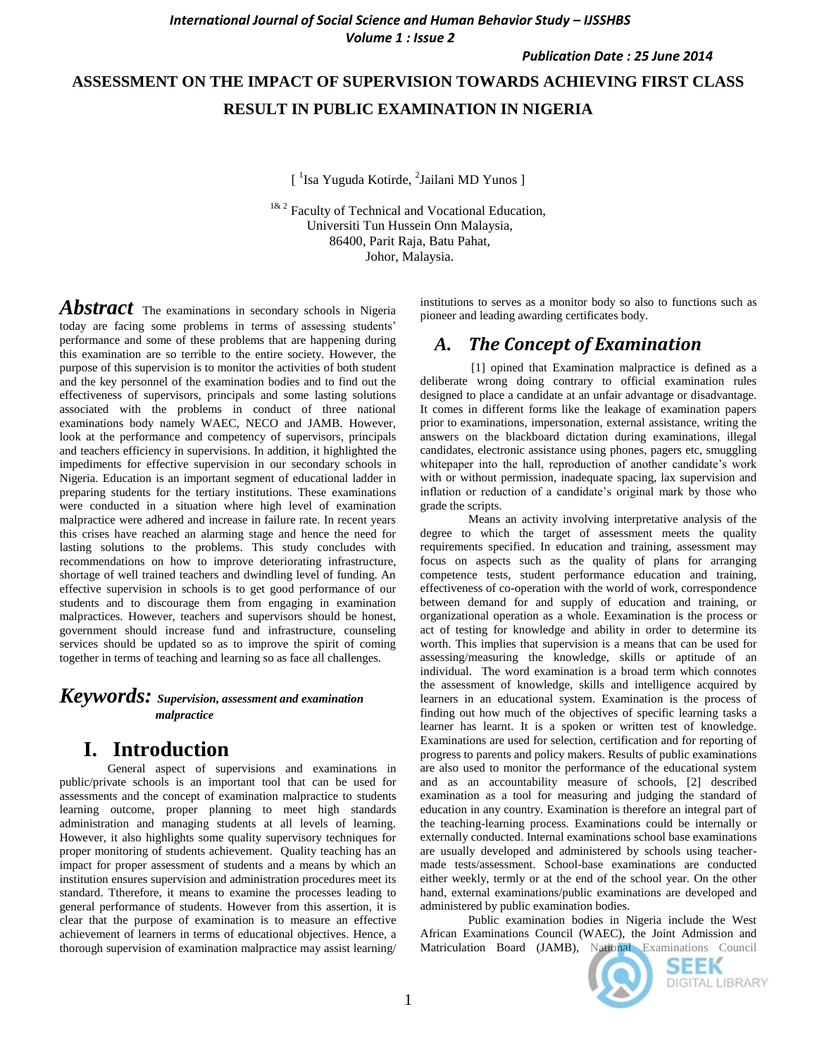# ASSESSMENT ON THE IMPACT OF SUPERVISION TOWARDS ACHIEVING FIRST CLASS RESULT IN PUBLIC EXAMINATION IN NIGERIA

[ [1]Isa Yuguda Kotirde, [2]Jailani MD Yunos ]

[1& 2] Faculty of Technical and Vocational Education,
Universiti Tun Hussein Onn Malaysia,
86400, Parit Raja, Batu Pahat,
Johor, Malaysia.

***Abstract*** The examinations in secondary schools in Nigeria today are facing some problems in terms of assessing students' performance and some of these problems that are happening during this examination are so terrible to the entire society. However, the purpose of this supervision is to monitor the activities of both student and the key personnel of the examination bodies and to find out the effectiveness of supervisors, principals and some lasting solutions associated with the problems in conduct of three national examinations body namely WAEC, NECO and JAMB. However, look at the performance and competency of supervisors, principals and teachers efficiency in supervisions. In addition, it highlighted the impediments for effective supervision in our secondary schools in Nigeria. Education is an important segment of educational ladder in preparing students for the tertiary institutions. These examinations were conducted in a situation where high level of examination malpractice were adhered and increase in failure rate. In recent years this crises have reached an alarming stage and hence the need for lasting solutions to the problems. This study concludes with recommendations on how to improve deteriorating infrastructure, shortage of well trained teachers and dwindling level of funding. An effective supervision in schools is to get good performance of our students and to discourage them from engaging in examination malpractices. However, teachers and supervisors should be honest, government should increase fund and infrastructure, counseling services should be updated so as to improve the spirit of coming together in terms of teaching and learning so as face all challenges.

***Keywords:*** ***Supervision, assessment and examination malpractice***

## I. Introduction

General aspect of supervisions and examinations in public/private schools is an important tool that can be used for assessments and the concept of examination malpractice to students learning outcome, proper planning to meet high standards administration and managing students at all levels of learning. However, it also highlights some quality supervisory techniques for proper monitoring of students achievement. Quality teaching has an impact for proper assessment of students and a means by which an institution ensures supervision and administration procedures meet its standard. Ttherefore, it means to examine the processes leading to general performance of students. However from this assertion, it is clear that the purpose of examination is to measure an effective achievement of learners in terms of educational objectives. Hence, a thorough supervision of examination malpractice may assist learning/ institutions to serves as a monitor body so also to functions such as pioneer and leading awarding certificates body.

### A. *The Concept of Examination*

[1] opined that Examination malpractice is defined as a deliberate wrong doing contrary to official examination rules designed to place a candidate at an unfair advantage or disadvantage. It comes in different forms like the leakage of examination papers prior to examinations, impersonation, external assistance, writing the answers on the blackboard dictation during examinations, illegal candidates, electronic assistance using phones, pagers etc, smuggling whitepaper into the hall, reproduction of another candidate's work with or without permission, inadequate spacing, lax supervision and inflation or reduction of a candidate's original mark by those who grade the scripts.

Means an activity involving interpretative analysis of the degree to which the target of assessment meets the quality requirements specified. In education and training, assessment may focus on aspects such as the quality of plans for arranging competence tests, student performance education and training, effectiveness of co-operation with the world of work, correspondence between demand for and supply of education and training, or organizational operation as a whole. Eexamination is the process or act of testing for knowledge and ability in order to determine its worth. This implies that supervision is a means that can be used for assessing/measuring the knowledge, skills or aptitude of an individual. The word examination is a broad term which connotes the assessment of knowledge, skills and intelligence acquired by learners in an educational system. Examination is the process of finding out how much of the objectives of specific learning tasks a learner has learnt. It is a spoken or written test of knowledge. Examinations are used for selection, certification and for reporting of progress to parents and policy makers. Results of public examinations are also used to monitor the performance of the educational system and as an accountability measure of schools, [2] described examination as a tool for measuring and judging the standard of education in any country. Examination is therefore an integral part of the teaching-learning process. Examinations could be internally or externally conducted. Internal examinations school base examinations are usually developed and administered by schools using teacher-made tests/assessment. School-base examinations are conducted either weekly, termly or at the end of the school year. On the other hand, external examinations/public examinations are developed and administered by public examination bodies.

Public examination bodies in Nigeria include the West African Examinations Council (WAEC), the Joint Admission and Matriculation Board (JAMB), National Examinations Council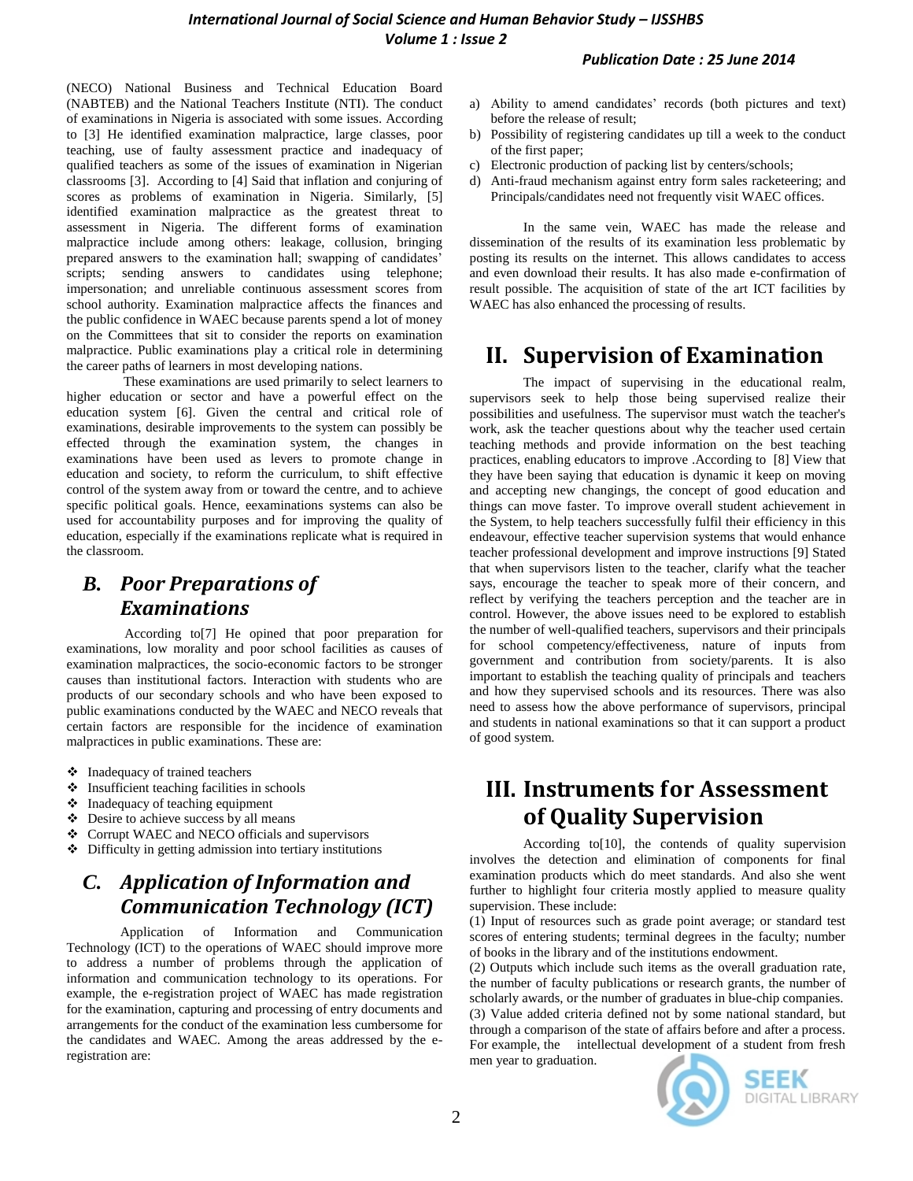(NECO) National Business and Technical Education Board (NABTEB) and the National Teachers Institute (NTI). The conduct of examinations in Nigeria is associated with some issues. According to [3] He identified examination malpractice, large classes, poor teaching, use of faulty assessment practice and inadequacy of qualified teachers as some of the issues of examination in Nigerian classrooms [3]. According to [4] Said that inflation and conjuring of scores as problems of examination in Nigeria. Similarly, [5] identified examination malpractice as the greatest threat to assessment in Nigeria. The different forms of examination malpractice include among others: leakage, collusion, bringing prepared answers to the examination hall; swapping of candidates' scripts; sending answers to candidates using telephone; impersonation; and unreliable continuous assessment scores from school authority. Examination malpractice affects the finances and the public confidence in WAEC because parents spend a lot of money on the Committees that sit to consider the reports on examination malpractice. Public examinations play a critical role in determining the career paths of learners in most developing nations.

These examinations are used primarily to select learners to higher education or sector and have a powerful effect on the education system [6]. Given the central and critical role of examinations, desirable improvements to the system can possibly be effected through the examination system, the changes in examinations have been used as levers to promote change in education and society, to reform the curriculum, to shift effective control of the system away from or toward the centre, and to achieve specific political goals. Hence, eexaminations systems can also be used for accountability purposes and for improving the quality of education, especially if the examinations replicate what is required in the classroom.

## *B. Poor Preparations of Examinations*

According to[7] He opined that poor preparation for examinations, low morality and poor school facilities as causes of examination malpractices, the socio-economic factors to be stronger causes than institutional factors. Interaction with students who are products of our secondary schools and who have been exposed to public examinations conducted by the WAEC and NECO reveals that certain factors are responsible for the incidence of examination malpractices in public examinations. These are:

- Inadequacy of trained teachers
- Insufficient teaching facilities in schools
- Inadequacy of teaching equipment
- Desire to achieve success by all means
- Corrupt WAEC and NECO officials and supervisors
- Difficulty in getting admission into tertiary institutions

## *C. Application of Information and Communication Technology (ICT)*

Application of Information and Communication Technology (ICT) to the operations of WAEC should improve more to address a number of problems through the application of information and communication technology to its operations. For example, the e-registration project of WAEC has made registration for the examination, capturing and processing of entry documents and arrangements for the conduct of the examination less cumbersome for the candidates and WAEC. Among the areas addressed by the e-registration are:

a) Ability to amend candidates' records (both pictures and text) before the release of result;
b) Possibility of registering candidates up till a week to the conduct of the first paper;
c) Electronic production of packing list by centers/schools;
d) Anti-fraud mechanism against entry form sales racketeering; and Principals/candidates need not frequently visit WAEC offices.

In the same vein, WAEC has made the release and dissemination of the results of its examination less problematic by posting its results on the internet. This allows candidates to access and even download their results. It has also made e-confirmation of result possible. The acquisition of state of the art ICT facilities by WAEC has also enhanced the processing of results.

# II. Supervision of Examination

The impact of supervising in the educational realm, supervisors seek to help those being supervised realize their possibilities and usefulness. The supervisor must watch the teacher's work, ask the teacher questions about why the teacher used certain teaching methods and provide information on the best teaching practices, enabling educators to improve .According to [8] View that they have been saying that education is dynamic it keep on moving and accepting new changings, the concept of good education and things can move faster. To improve overall student achievement in the System, to help teachers successfully fulfil their efficiency in this endeavour, effective teacher supervision systems that would enhance teacher professional development and improve instructions [9] Stated that when supervisors listen to the teacher, clarify what the teacher says, encourage the teacher to speak more of their concern, and reflect by verifying the teachers perception and the teacher are in control. However, the above issues need to be explored to establish the number of well-qualified teachers, supervisors and their principals for school competency/effectiveness, nature of inputs from government and contribution from society/parents. It is also important to establish the teaching quality of principals and teachers and how they supervised schools and its resources. There was also need to assess how the above performance of supervisors, principal and students in national examinations so that it can support a product of good system.

# III. Instruments for Assessment of Quality Supervision

According to[10], the contends of quality supervision involves the detection and elimination of components for final examination products which do meet standards. And also she went further to highlight four criteria mostly applied to measure quality supervision. These include:

(1) Input of resources such as grade point average; or standard test scores of entering students; terminal degrees in the faculty; number of books in the library and of the institutions endowment.

(2) Outputs which include such items as the overall graduation rate, the number of faculty publications or research grants, the number of scholarly awards, or the number of graduates in blue-chip companies.

(3) Value added criteria defined not by some national standard, but through a comparison of the state of affairs before and after a process. For example, the intellectual development of a student from fresh men year to graduation.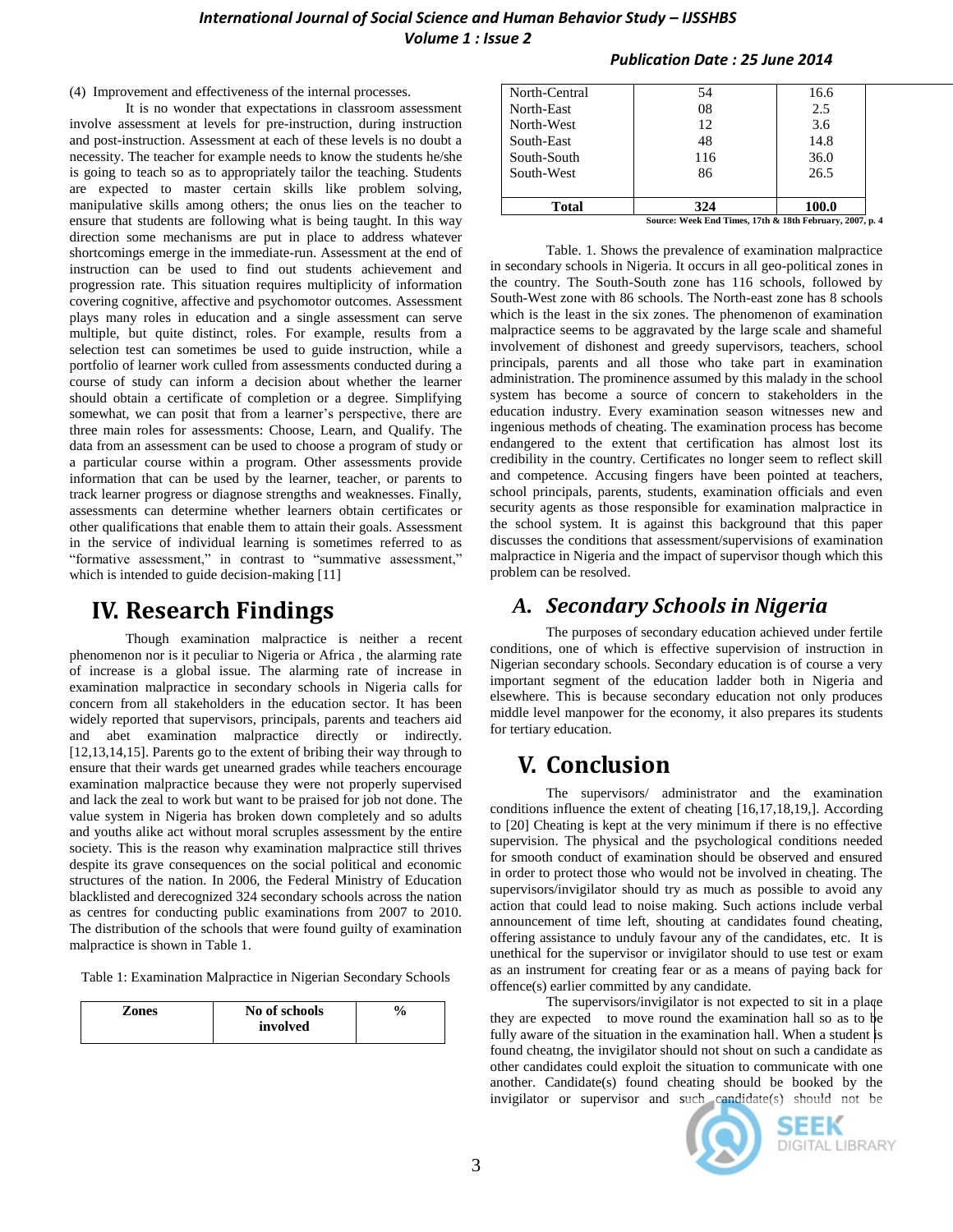(4) Improvement and effectiveness of the internal processes.

It is no wonder that expectations in classroom assessment involve assessment at levels for pre-instruction, during instruction and post-instruction. Assessment at each of these levels is no doubt a necessity. The teacher for example needs to know the students he/she is going to teach so as to appropriately tailor the teaching. Students are expected to master certain skills like problem solving, manipulative skills among others; the onus lies on the teacher to ensure that students are following what is being taught. In this way direction some mechanisms are put in place to address whatever shortcomings emerge in the immediate-run. Assessment at the end of instruction can be used to find out students achievement and progression rate. This situation requires multiplicity of information covering cognitive, affective and psychomotor outcomes. Assessment plays many roles in education and a single assessment can serve multiple, but quite distinct, roles. For example, results from a selection test can sometimes be used to guide instruction, while a portfolio of learner work culled from assessments conducted during a course of study can inform a decision about whether the learner should obtain a certificate of completion or a degree. Simplifying somewhat, we can posit that from a learner's perspective, there are three main roles for assessments: Choose, Learn, and Qualify. The data from an assessment can be used to choose a program of study or a particular course within a program. Other assessments provide information that can be used by the learner, teacher, or parents to track learner progress or diagnose strengths and weaknesses. Finally, assessments can determine whether learners obtain certificates or other qualifications that enable them to attain their goals. Assessment in the service of individual learning is sometimes referred to as "formative assessment," in contrast to "summative assessment," which is intended to guide decision-making [11]

# IV. Research Findings

Though examination malpractice is neither a recent phenomenon nor is it peculiar to Nigeria or Africa , the alarming rate of increase is a global issue. The alarming rate of increase in examination malpractice in secondary schools in Nigeria calls for concern from all stakeholders in the education sector. It has been widely reported that supervisors, principals, parents and teachers aid and abet examination malpractice directly or indirectly. [12,13,14,15]. Parents go to the extent of bribing their way through to ensure that their wards get unearned grades while teachers encourage examination malpractice because they were not properly supervised and lack the zeal to work but want to be praised for job not done. The value system in Nigeria has broken down completely and so adults and youths alike act without moral scruples assessment by the entire society. This is the reason why examination malpractice still thrives despite its grave consequences on the social political and economic structures of the nation. In 2006, the Federal Ministry of Education blacklisted and derecognized 324 secondary schools across the nation as centres for conducting public examinations from 2007 to 2010. The distribution of the schools that were found guilty of examination malpractice is shown in Table 1.

Table 1: Examination Malpractice in Nigerian Secondary Schools

| Zones | No of schools involved | % |
|---|---|---|
| North-Central | 54 | 16.6 |
| North-East | 08 | 2.5 |
| North-West | 12 | 3.6 |
| South-East | 48 | 14.8 |
| South-South | 116 | 36.0 |
| South-West | 86 | 26.5 |
| **Total** | **324** | **100.0** |

**Source: Week End Times, 17th & 18th February, 2007, p. 4**

Table. 1. Shows the prevalence of examination malpractice in secondary schools in Nigeria. It occurs in all geo-political zones in the country. The South-South zone has 116 schools, followed by South-West zone with 86 schools. The North-east zone has 8 schools which is the least in the six zones. The phenomenon of examination malpractice seems to be aggravated by the large scale and shameful involvement of dishonest and greedy supervisors, teachers, school principals, parents and all those who take part in examination administration. The prominence assumed by this malady in the school system has become a source of concern to stakeholders in the education industry. Every examination season witnesses new and ingenious methods of cheating. The examination process has become endangered to the extent that certification has almost lost its credibility in the country. Certificates no longer seem to reflect skill and competence. Accusing fingers have been pointed at teachers, school principals, parents, students, examination officials and even security agents as those responsible for examination malpractice in the school system. It is against this background that this paper discusses the conditions that assessment/supervisions of examination malpractice in Nigeria and the impact of supervisor though which this problem can be resolved.

## *A. Secondary Schools in Nigeria*

The purposes of secondary education achieved under fertile conditions, one of which is effective supervision of instruction in Nigerian secondary schools. Secondary education is of course a very important segment of the education ladder both in Nigeria and elsewhere. This is because secondary education not only produces middle level manpower for the economy, it also prepares its students for tertiary education.

# V. Conclusion

The supervisors/ administrator and the examination conditions influence the extent of cheating [16,17,18,19,]. According to [20] Cheating is kept at the very minimum if there is no effective supervision. The physical and the psychological conditions needed for smooth conduct of examination should be observed and ensured in order to protect those who would not be involved in cheating. The supervisors/invigilator should try as much as possible to avoid any action that could lead to noise making. Such actions include verbal announcement of time left, shouting at candidates found cheating, offering assistance to unduly favour any of the candidates, etc. It is unethical for the supervisor or invigilator should to use test or exam as an instrument for creating fear or as a means of paying back for offence(s) earlier committed by any candidate.

The supervisors/invigilator is not expected to sit in a place they are expected to move round the examination hall so as to be fully aware of the situation in the examination hall. When a student is found cheatng, the invigilator should not shout on such a candidate as other candidates could exploit the situation to communicate with one another. Candidate(s) found cheating should be booked by the invigilator or supervisor and such candidate(s) should not be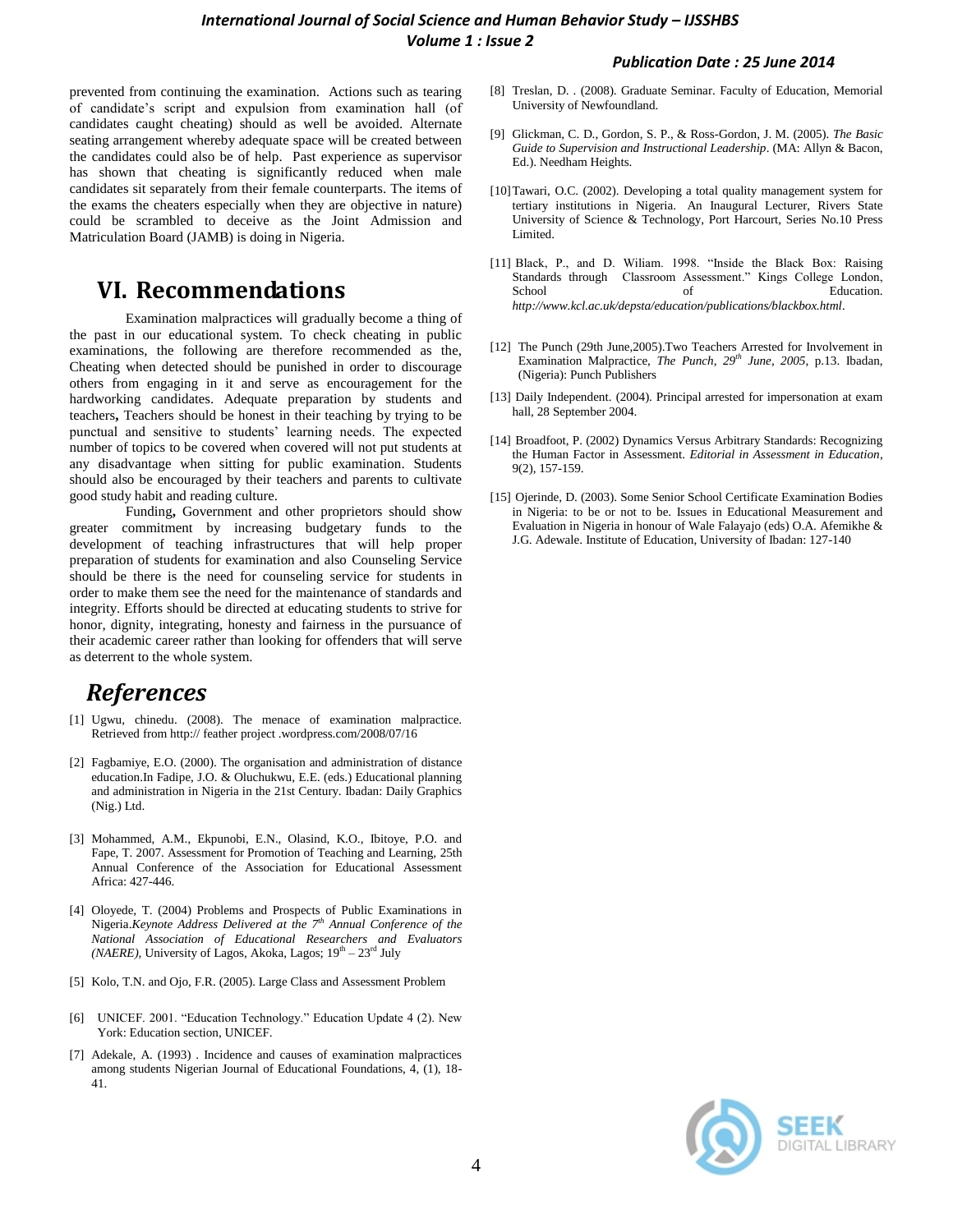prevented from continuing the examination. Actions such as tearing of candidate's script and expulsion from examination hall (of candidates caught cheating) should as well be avoided. Alternate seating arrangement whereby adequate space will be created between the candidates could also be of help. Past experience as supervisor has shown that cheating is significantly reduced when male candidates sit separately from their female counterparts. The items of the exams the cheaters especially when they are objective in nature) could be scrambled to deceive as the Joint Admission and Matriculation Board (JAMB) is doing in Nigeria.

# VI. Recommendations

Examination malpractices will gradually become a thing of the past in our educational system. To check cheating in public examinations, the following are therefore recommended as the, Cheating when detected should be punished in order to discourage others from engaging in it and serve as encouragement for the hardworking candidates. Adequate preparation by students and teachers**,** Teachers should be honest in their teaching by trying to be punctual and sensitive to students' learning needs. The expected number of topics to be covered when covered will not put students at any disadvantage when sitting for public examination. Students should also be encouraged by their teachers and parents to cultivate good study habit and reading culture.

Funding**,** Government and other proprietors should show greater commitment by increasing budgetary funds to the development of teaching infrastructures that will help proper preparation of students for examination and also Counseling Service should be there is the need for counseling service for students in order to make them see the need for the maintenance of standards and integrity. Efforts should be directed at educating students to strive for honor, dignity, integrating, honesty and fairness in the pursuance of their academic career rather than looking for offenders that will serve as deterrent to the whole system.

# *References*

[1] Ugwu, chinedu. (2008). The menace of examination malpractice. Retrieved from http:// feather project .wordpress.com/2008/07/16

[2] Fagbamiye, E.O. (2000). The organisation and administration of distance education.In Fadipe, J.O. & Oluchukwu, E.E. (eds.) Educational planning and administration in Nigeria in the 21st Century. Ibadan: Daily Graphics (Nig.) Ltd.

[3] Mohammed, A.M., Ekpunobi, E.N., Olasind, K.O., Ibitoye, P.O. and Fape, T. 2007. Assessment for Promotion of Teaching and Learning, 25th Annual Conference of the Association for Educational Assessment Africa: 427-446.

[4] Oloyede, T. (2004) Problems and Prospects of Public Examinations in Nigeria.*Keynote Address Delivered at the 7th Annual Conference of the National Association of Educational Researchers and Evaluators (NAERE)*, University of Lagos, Akoka, Lagos; 19th – 23rd July

[5] Kolo, T.N. and Ojo, F.R. (2005). Large Class and Assessment Problem

[6] UNICEF. 2001. "Education Technology." Education Update 4 (2). New York: Education section, UNICEF.

[7] Adekale, A. (1993) . Incidence and causes of examination malpractices among students Nigerian Journal of Educational Foundations, 4, (1), 18-41.

[8] Treslan, D. . (2008). Graduate Seminar. Faculty of Education, Memorial University of Newfoundland.

[9] Glickman, C. D., Gordon, S. P., & Ross-Gordon, J. M. (2005). *The Basic Guide to Supervision and Instructional Leadership*. (MA: Allyn & Bacon, Ed.). Needham Heights.

[10] Tawari, O.C. (2002). Developing a total quality management system for tertiary institutions in Nigeria. An Inaugural Lecturer, Rivers State University of Science & Technology, Port Harcourt, Series No.10 Press Limited.

[11] Black, P., and D. Wiliam. 1998. "Inside the Black Box: Raising Standards through Classroom Assessment." Kings College London, School of Education. *http://www.kcl.ac.uk/depsta/education/publications/blackbox.html*.

[12] The Punch (29th June,2005).Two Teachers Arrested for Involvement in Examination Malpractice, *The Punch, 29th June, 2005*, p.13. Ibadan, (Nigeria): Punch Publishers

[13] Daily Independent. (2004). Principal arrested for impersonation at exam hall, 28 September 2004.

[14] Broadfoot, P. (2002) Dynamics Versus Arbitrary Standards: Recognizing the Human Factor in Assessment. *Editorial in Assessment in Education*, 9(2), 157-159.

[15] Ojerinde, D. (2003). Some Senior School Certificate Examination Bodies in Nigeria: to be or not to be. Issues in Educational Measurement and Evaluation in Nigeria in honour of Wale Falayajo (eds) O.A. Afemikhe & J.G. Adewale. Institute of Education, University of Ibadan: 127-140